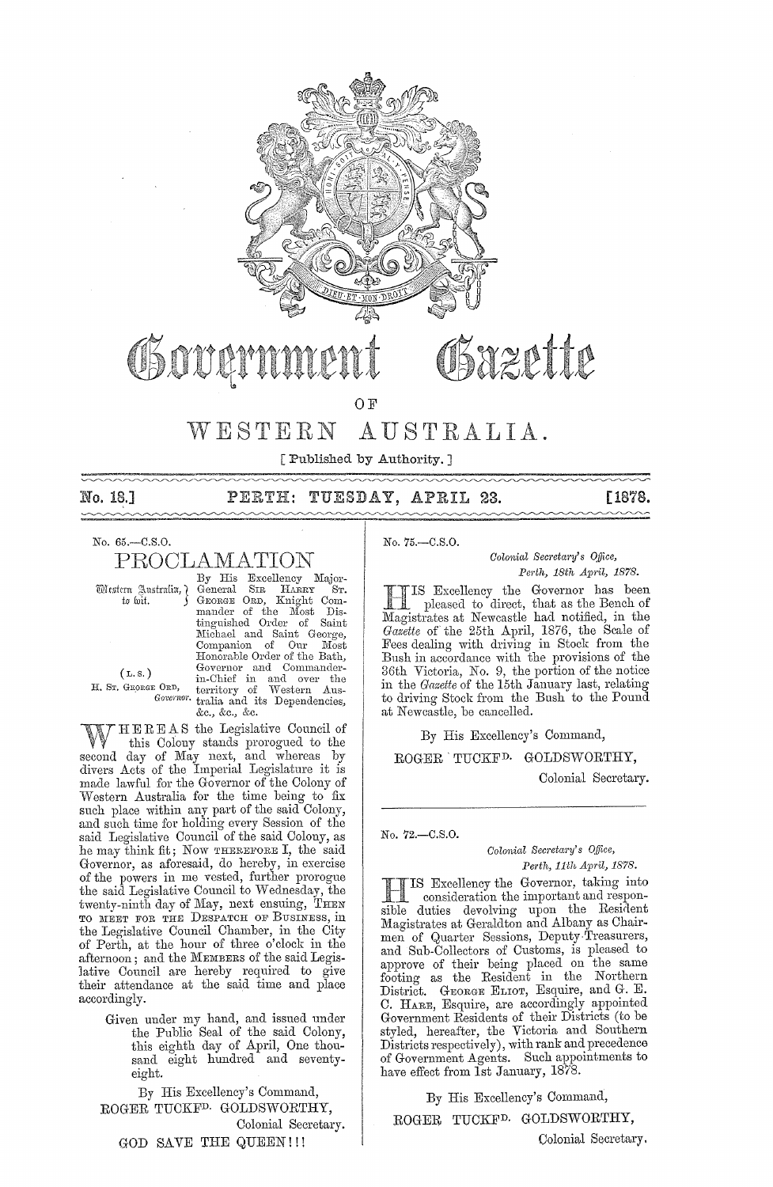# Government Gazette

## OF

# WESTERN AUSTRALIA.

[ Published by Authority. ]

**No. 18.] PERTH: TUESDAY, APRIL 23. [1878.**

No. 65.—C.S.O.

## PROCLAMATION

Western Australia, to wit.

(L.S.)
H. St. George Ord, *Governor.*

By His Excellency Major-General Sir Harry St. George Ord, Knight Commander of the Most Distinguished Order of Saint Michael and Saint George, Companion of Our Most Honorable Order of the Bath, Governor and Commander-in-Chief in and over the territory of Western Australia and its Dependencies, &c., &c., &c.

WHEREAS the Legislative Council of this Colony stands prorogued to the second day of May next, and whereas by divers Acts of the Imperial Legislature it is made lawful for the Governor of the Colony of Western Australia for the time being to fix such place within any part of the said Colony, and such time for holding every Session of the said Legislative Council of the said Colony, as he may think fit; Now therefore I, the said Governor, as aforesaid, do hereby, in exercise of the powers in me vested, further prorogue the said Legislative Council to Wednesday, the twenty-ninth day of May, next ensuing, Then to meet for the Despatch of Business, in the Legislative Council Chamber, in the City of Perth, at the hour of three o'clock in the afternoon; and the Members of the said Legislative Council are hereby required to give their attendance at the said time and place accordingly.

Given under my hand, and issued under the Public Seal of the said Colony, this eighth day of April, One thousand eight hundred and seventy-eight.

By His Excellency's Command,
ROGER TUCKFD. GOLDSWORTHY,
Colonial Secretary.

GOD SAVE THE QUEEN!!!

No. 75.—C.S.O.

*Colonial Secretary's Office,*
*Perth, 18th April, 1878.*

HIS Excellency the Governor has been pleased to direct, that as the Bench of Magistrates at Newcastle had notified, in the *Gazette* of the 25th April, 1876, the Scale of Fees dealing with driving in Stock from the Bush in accordance with the provisions of the 36th Victoria, No. 9, the portion of the notice in the *Gazette* of the 15th January last, relating to driving Stock from the Bush to the Pound at Newcastle, be cancelled.

By His Excellency's Command,
ROGER TUCKFD. GOLDSWORTHY,
Colonial Secretary.

---

No. 72.—C.S.O.

*Colonial Secretary's Office,*
*Perth, 11th April, 1878.*

HIS Excellency the Governor, taking into consideration the important and responsible duties devolving upon the Resident Magistrates at Geraldton and Albany as Chairmen of Quarter Sessions, Deputy Treasurers, and Sub-Collectors of Customs, is pleased to approve of their being placed on the same footing as the Resident in the Northern District. George Eliot, Esquire, and G. E. C. Hare, Esquire, are accordingly appointed Government Residents of their Districts (to be styled, hereafter, the Victoria and Southern Districts respectively), with rank and precedence of Government Agents. Such appointments to have effect from 1st January, 1878.

By His Excellency's Command,
ROGER TUCKFD. GOLDSWORTHY,
Colonial Secretary.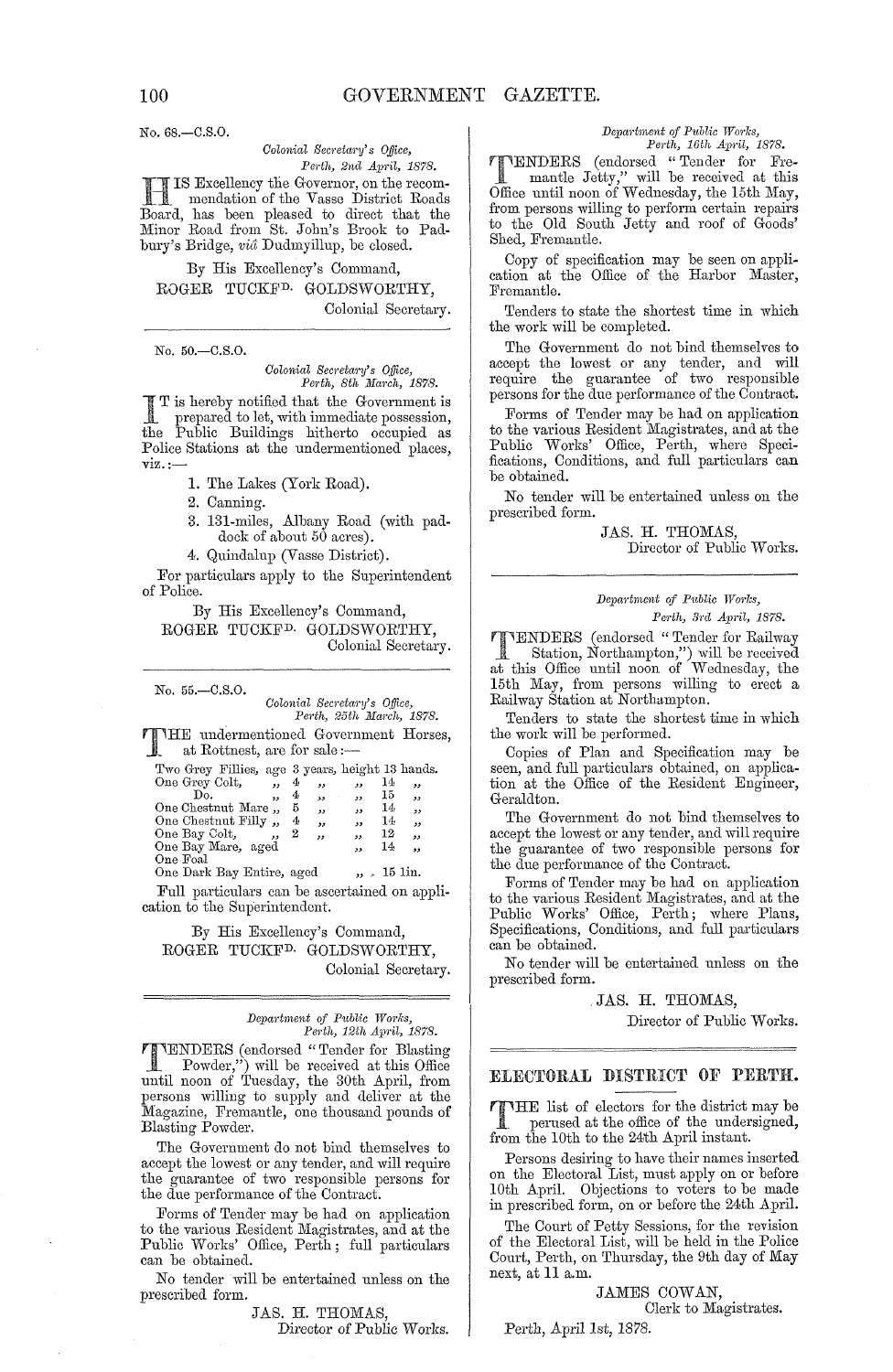No. 68.—C.S.O.

*Colonial Secretary's Office,*
*Perth, 2nd April, 1878.*

HIS Excellency the Governor, on the recommendation of the Vasse District Roads Board, has been pleased to direct that the Minor Road from St. John's Brook to Padbury's Bridge, *via* Dudmyillup, be closed.

By His Excellency's Command,
ROGER TUCKFD. GOLDSWORTHY,
Colonial Secretary.

---

No. 50.—C.S.O.

*Colonial Secretary's Office,*
*Perth, 8th March, 1878.*

IT is hereby notified that the Government is prepared to let, with immediate possession, the Public Buildings hitherto occupied as Police Stations at the undermentioned places, viz.:—

1. The Lakes (York Road).
2. Canning.
3. 131-miles, Albany Road (with paddock of about 50 acres).
4. Quindalup (Vasse District).

For particulars apply to the Superintendent of Police.

By His Excellency's Command,
ROGER TUCKFD. GOLDSWORTHY,
Colonial Secretary.

---

No. 55.—C.S.O.

*Colonial Secretary's Office,*
*Perth, 25th March, 1878.*

THE undermentioned Government Horses, at Rottnest, are for sale:—

| | | | |
|---|---|---|---|
| Two Grey Fillies, | age 3 years, | height 13 hands. | |
| One Grey Colt, | „ 4 „ | „ 14 „ | |
| Do. | „ 4 „ | „ 15 „ | |
| One Chestnut Mare | „ 5 „ | „ 14 „ | |
| One Chestnut Filly | „ 4 „ | „ 14 „ | |
| One Bay Colt, | „ 2 „ | „ 12 „ | |
| One Bay Mare, aged | | „ 14 „ | |
| One Foal | | | |
| One Dark Bay Entire, aged | | „ 15 1in. | |

Full particulars can be ascertained on application to the Superintendent.

By His Excellency's Command,
ROGER TUCKFD. GOLDSWORTHY,
Colonial Secretary.

---

*Department of Public Works,*
*Perth, 12th April, 1878.*

TENDERS (endorsed "Tender for Blasting Powder,") will be received at this Office until noon of Tuesday, the 30th April, from persons willing to supply and deliver at the Magazine, Fremantle, one thousand pounds of Blasting Powder.

The Government do not bind themselves to accept the lowest or any tender, and will require the guarantee of two responsible persons for the due performance of the Contract.

Forms of Tender may be had on application to the various Resident Magistrates, and at the Public Works' Office, Perth; full particulars can be obtained.

No tender will be entertained unless on the prescribed form.

JAS. H. THOMAS,
Director of Public Works.

---

*Department of Public Works,*
*Perth, 16th April, 1878.*

TENDERS (endorsed "Tender for Fremantle Jetty," will be received at this Office until noon of Wednesday, the 15th May, from persons willing to perform certain repairs to the Old South Jetty and roof of Goods' Shed, Fremantle.

Copy of specification may be seen on application at the Office of the Harbor Master, Fremantle.

Tenders to state the shortest time in which the work will be completed.

The Government do not bind themselves to accept the lowest or any tender, and will require the guarantee of two responsible persons for the due performance of the Contract.

Forms of Tender may be had on application to the various Resident Magistrates, and at the Public Works' Office, Perth, where Specifications, Conditions, and full particulars can be obtained.

No tender will be entertained unless on the prescribed form.

JAS. H. THOMAS,
Director of Public Works.

---

*Department of Public Works,*
*Perth, 3rd April, 1878.*

TENDERS (endorsed "Tender for Railway Station, Northampton,") will be received at this Office until noon of Wednesday, the 15th May, from persons willing to erect a Railway Station at Northampton.

Tenders to state the shortest time in which the work will be performed.

Copies of Plan and Specification may be seen, and full particulars obtained, on application at the Office of the Resident Engineer, Geraldton.

The Government do not bind themselves to accept the lowest or any tender, and will require the guarantee of two responsible persons for the due performance of the Contract.

Forms of Tender may be had on application to the various Resident Magistrates, and at the Public Works' Office, Perth; where Plans, Specifications, Conditions, and full particulars can be obtained.

No tender will be entertained unless on the prescribed form.

JAS. H. THOMAS,
Director of Public Works.

---

## ELECTORAL DISTRICT OF PERTH.

THE list of electors for the district may be perused at the office of the undersigned, from the 10th to the 24th April instant.

Persons desiring to have their names inserted on the Electoral List, must apply on or before 10th April. Objections to voters to be made in prescribed form, on or before the 24th April.

The Court of Petty Sessions, for the revision of the Electoral List, will be held in the Police Court, Perth, on Thursday, the 9th day of May next, at 11 a.m.

JAMES COWAN,
Clerk to Magistrates.

Perth, April 1st, 1878.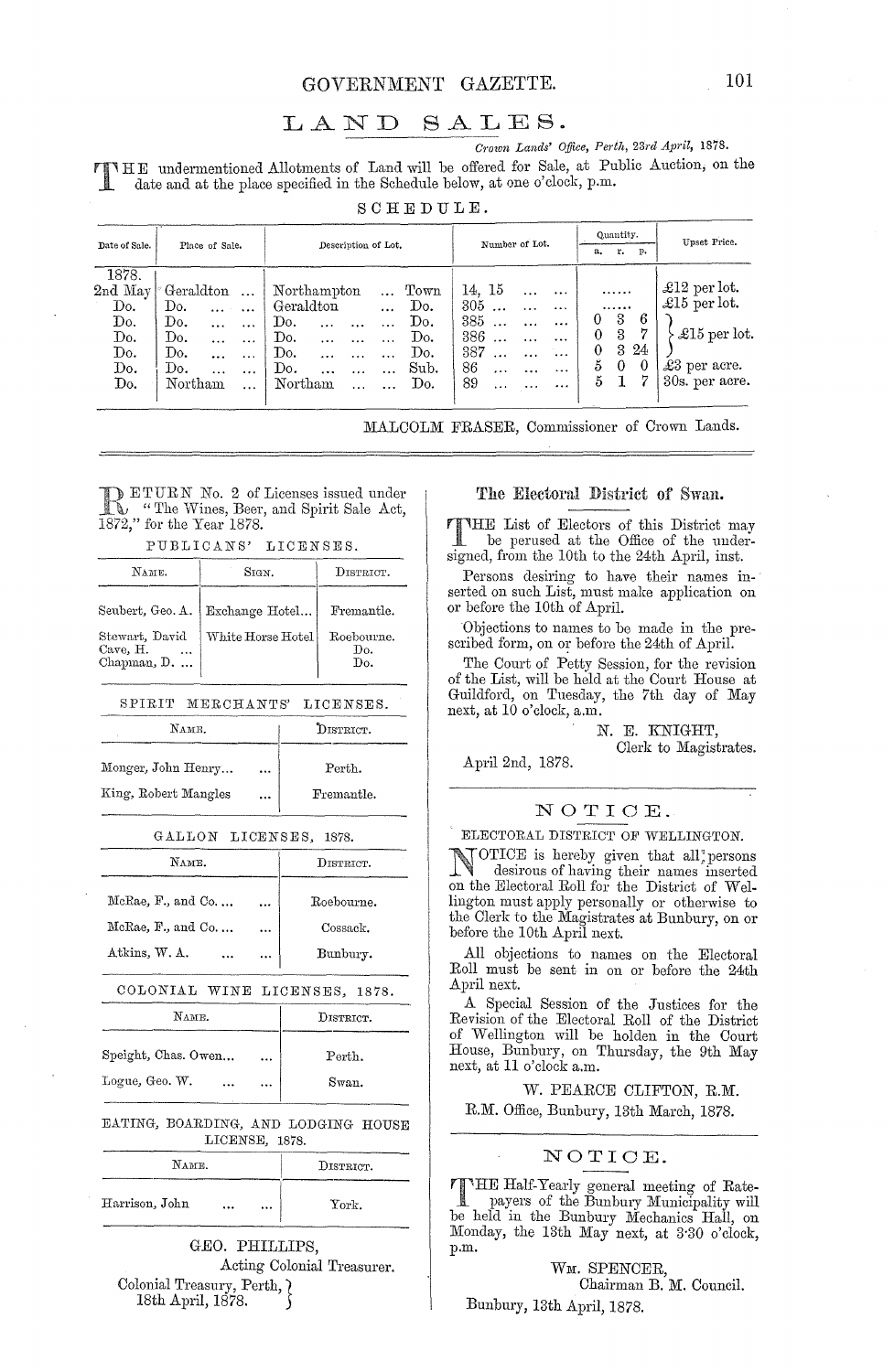# LAND SALES.

*Crown Lands' Office, Perth, 23rd April, 1878.*

THE undermentioned Allotments of Land will be offered for Sale, at Public Auction, on the date and at the place specified in the Schedule below, at one o'clock, p.m.

SCHEDULE.

| Date of Sale. | Place of Sale. | Description of Lot. | | Number of Lot. | Quantity. | | | Upset Price. |
|---|---|---|---|---|---|---|---|---|
| | | | | | a. | r. | p. | |
| 1878. | | | | | | | | |
| 2nd May | Geraldton ... | Northampton ... | Town | 14, 15 ... ... ... | ...... | | | £12 per lot. |
| Do. | Do. ... ... | Geraldton ... | Do. | 305 ... ... ... | ...... | | | £15 per lot. |
| Do. | Do. ... ... | Do. ... ... ... | Do. | 385 ... ... ... | 0 | 3 | 6 | £15 per lot. |
| Do. | Do. ... ... | Do. ... ... ... | Do. | 386 ... ... ... | 0 | 3 | 7 | £15 per lot. |
| Do. | Do. ... ... | Do. ... ... ... | Do. | 387 ... ... ... | 0 | 3 | 24 | £15 per lot. |
| Do. | Do. ... ... | Do. ... ... ... | Sub. | 86 ... ... ... | 5 | 0 | 0 | £3 per acre. |
| Do. | Northam ... | Northam ... ... | Do. | 89 ... ... ... | 5 | 1 | 7 | 30s. per acre. |

MALCOLM FRASER, Commissioner of Crown Lands.

---

RETURN No. 2 of Licenses issued under "The Wines, Beer, and Spirit Sale Act, 1872," for the Year 1878.

PUBLICANS' LICENSES.

| Name. | Sign. | District. |
|---|---|---|
| Seubert, Geo. A. | Exchange Hotel... | Fremantle. |
| Stewart, David | White Horse Hotel | Roebourne. |
| Cave, H. ... | | Do. |
| Chapman, D. ... | | Do. |

SPIRIT MERCHANTS' LICENSES.

| Name. | District. |
|---|---|
| Monger, John Henry... ... | Perth. |
| King, Robert Mangles ... | Fremantle. |

GALLON LICENSES, 1878.

| Name. | District. |
|---|---|
| McRae, F., and Co.... ... | Roebourne. |
| McRae, F., and Co.... ... | Cossack. |
| Atkins, W. A. ... ... | Bunbury. |

COLONIAL WINE LICENSES, 1878.

| Name. | District. |
|---|---|
| Speight, Chas. Owen... ... | Perth. |
| Logue, Geo. W. ... ... | Swan. |

EATING, BOARDING, AND LODGING HOUSE LICENSE, 1878.

| Name. | District. |
|---|---|
| Harrison, John ... ... | York. |

GEO. PHILLIPS,
Acting Colonial Treasurer.

Colonial Treasury, Perth, 18th April, 1878.

---

## The Electoral District of Swan.

THE List of Electors of this District may be perused at the Office of the undersigned, from the 10th to the 24th April, inst.

Persons desiring to have their names inserted on such List, must make application on or before the 10th of April.

Objections to names to be made in the prescribed form, on or before the 24th of April.

The Court of Petty Session, for the revision of the List, will be held at the Court House at Guildford, on Tuesday, the 7th day of May next, at 10 o'clock, a.m.

N. E. KNIGHT,
Clerk to Magistrates.

April 2nd, 1878.

---

## NOTICE.

ELECTORAL DISTRICT OF WELLINGTON.

NOTICE is hereby given that all persons desirous of having their names inserted on the Electoral Roll for the District of Wellington must apply personally or otherwise to the Clerk to the Magistrates at Bunbury, on or before the 10th April next.

All objections to names on the Electoral Roll must be sent in on or before the 24th April next.

A Special Session of the Justices for the Revision of the Electoral Roll of the District of Wellington will be holden in the Court House, Bunbury, on Thursday, the 9th May next, at 11 o'clock a.m.

W. PEARCE CLIFTON, R.M.

R.M. Office, Bunbury, 13th March, 1878.

---

## NOTICE.

THE Half-Yearly general meeting of Ratepayers of the Bunbury Municipality will be held in the Bunbury Mechanics Hall, on Monday, the 13th May next, at 3·30 o'clock, p.m.

WM. SPENCER,
Chairman B. M. Council.

Bunbury, 13th April, 1878.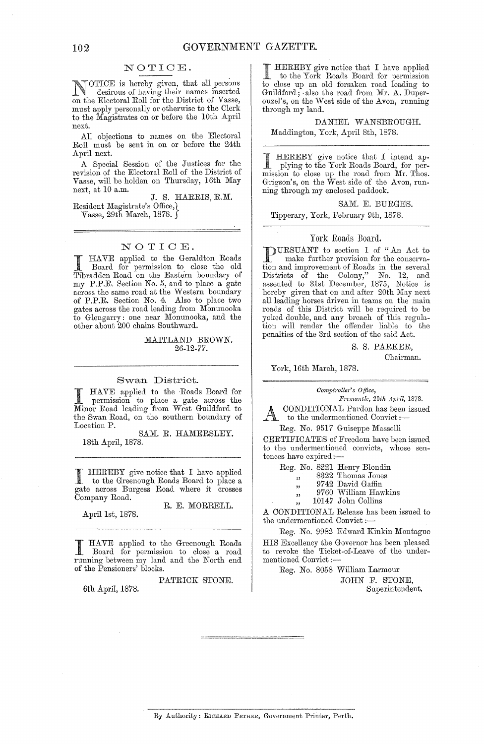## NOTICE.

NOTICE is hereby given, that all persons desirous of having their names inserted on the Electoral Roll for the District of Vasse, must apply personally or otherwise to the Clerk to the Magistrates on or before the 10th April next.

All objections to names on the Electoral Roll must be sent in on or before the 24th April next.

A Special Session of the Justices for the revision of the Electoral Roll of the District of Vasse, will be holden on Thursday, 16th May next, at 10 a.m.

J. S. HARRIS, R.M.

Resident Magistrate's Office,
Vasse, 29th March, 1878.

---

## NOTICE.

I HAVE applied to the Geraldton Roads Board for permission to close the old Tibradden Road on the Eastern boundary of my P.P.R. Section No. 5, and to place a gate across the same road at the Western boundary of P.P.R. Section No. 4. Also to place two gates across the road leading from Monunooka to Glengarry: one near Monunooka, and the other about 200 chains Southward.

MAITLAND BROWN.
26-12-77.

---

## Swan District.

I HAVE applied to the Roads Board for permission to place a gate across the Minor Road leading from West Guildford to the Swan Road, on the southern boundary of Location P.

SAM. R. HAMERSLEY.

18th April, 1878.

---

I HEREBY give notice that I have applied to the Greenough Roads Board to place a gate across Burgess Road where it crosses Company Road.

R. E. MORRELL.

April 1st, 1878.

---

I HAVE applied to the Greenough Roads Board for permission to close a road running between my land and the North end of the Pensioners' blocks.

PATRICK STONE.

6th April, 1878.

---

I HEREBY give notice that I have applied to the York Roads Board for permission to close up an old forsaken road leading to Guildford; also the road from Mr. A. Duperouzel's, on the West side of the Avon, running through my land.

DANIEL WANSBROUGH.

Maddington, York, April 8th, 1878.

---

I HEREBY give notice that I intend applying to the York Roads Board, for permission to close up the road from Mr. Thos. Grigson's, on the West side of the Avon, running through my enclosed paddock.

SAM. E. BURGES.

Tipperary, York, February 9th, 1878.

---

## York Roads Board.

PURSUANT to section 1 of "An Act to make further provision for the conservation and improvement of Roads in the several Districts of the Colony," No. 12, and assented to 31st December, 1875, Notice is hereby given that on and after 20th May next all leading horses driven in teams on the main roads of this District will be required to be yoked double, and any breach of this regulation will render the offender liable to the penalties of the 3rd section of the said Act.

S. S. PARKER,
Chairman.

York, 16th March, 1878.

---

*Comptroller's Office,*
*Fremantle, 20th April, 1878.*

A CONDITIONAL Pardon has been issued to the undermentioned Convict:—

Reg. No. 9517 Guiseppe Masselli

CERTIFICATES of Freedom have been issued to the undermentioned convicts, whose sentences have expired:—

Reg. No. 8221 Henry Blondin
" 8322 Thomas Jones
" 9742 David Gaffin
" 9760 William Hawkins
" 10147 John Collins

A CONDITIONAL Release has been issued to the undermentioned Convict:—

Reg. No. 9982 Edward Kinkin Montague

HIS Excellency the Governor has been pleased to revoke the Ticket-of-Leave of the undermentioned Convict:—

Reg. No. 8058 William Larmour

JOHN F. STONE,
Superintendent.

---

By Authority: RICHARD PETHER, Government Printer, Perth.